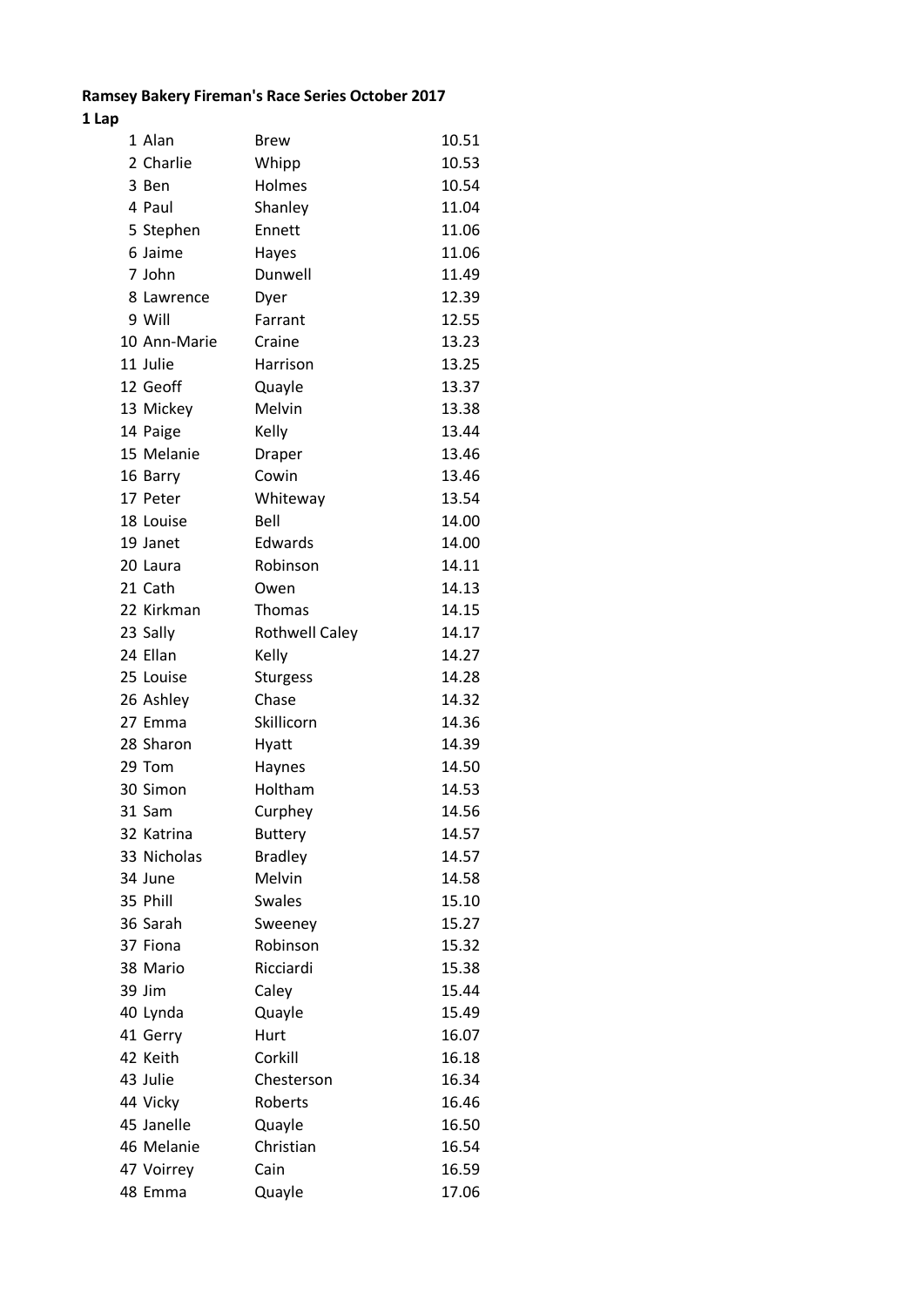**Ramsey Bakery Fireman's Race Series October 2017**

**1 Lap**

| | | | |
|---|---|---|---|
| 1 | Alan | Brew | 10.51 |
| 2 | Charlie | Whipp | 10.53 |
| 3 | Ben | Holmes | 10.54 |
| 4 | Paul | Shanley | 11.04 |
| 5 | Stephen | Ennett | 11.06 |
| 6 | Jaime | Hayes | 11.06 |
| 7 | John | Dunwell | 11.49 |
| 8 | Lawrence | Dyer | 12.39 |
| 9 | Will | Farrant | 12.55 |
| 10 | Ann-Marie | Craine | 13.23 |
| 11 | Julie | Harrison | 13.25 |
| 12 | Geoff | Quayle | 13.37 |
| 13 | Mickey | Melvin | 13.38 |
| 14 | Paige | Kelly | 13.44 |
| 15 | Melanie | Draper | 13.46 |
| 16 | Barry | Cowin | 13.46 |
| 17 | Peter | Whiteway | 13.54 |
| 18 | Louise | Bell | 14.00 |
| 19 | Janet | Edwards | 14.00 |
| 20 | Laura | Robinson | 14.11 |
| 21 | Cath | Owen | 14.13 |
| 22 | Kirkman | Thomas | 14.15 |
| 23 | Sally | Rothwell Caley | 14.17 |
| 24 | Ellan | Kelly | 14.27 |
| 25 | Louise | Sturgess | 14.28 |
| 26 | Ashley | Chase | 14.32 |
| 27 | Emma | Skillicorn | 14.36 |
| 28 | Sharon | Hyatt | 14.39 |
| 29 | Tom | Haynes | 14.50 |
| 30 | Simon | Holtham | 14.53 |
| 31 | Sam | Curphey | 14.56 |
| 32 | Katrina | Buttery | 14.57 |
| 33 | Nicholas | Bradley | 14.57 |
| 34 | June | Melvin | 14.58 |
| 35 | Phill | Swales | 15.10 |
| 36 | Sarah | Sweeney | 15.27 |
| 37 | Fiona | Robinson | 15.32 |
| 38 | Mario | Ricciardi | 15.38 |
| 39 | Jim | Caley | 15.44 |
| 40 | Lynda | Quayle | 15.49 |
| 41 | Gerry | Hurt | 16.07 |
| 42 | Keith | Corkill | 16.18 |
| 43 | Julie | Chesterson | 16.34 |
| 44 | Vicky | Roberts | 16.46 |
| 45 | Janelle | Quayle | 16.50 |
| 46 | Melanie | Christian | 16.54 |
| 47 | Voirrey | Cain | 16.59 |
| 48 | Emma | Quayle | 17.06 |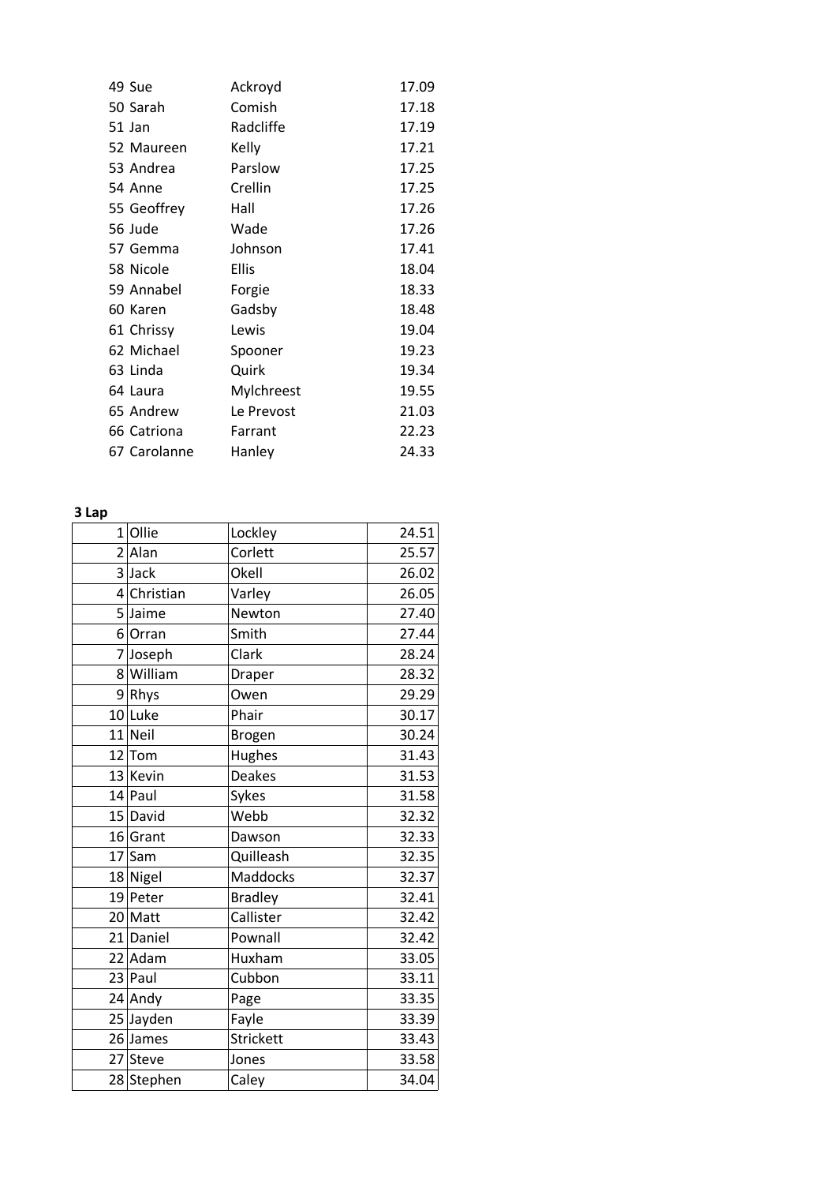| | | | |
|---|---|---|---|
| 49 | Sue | Ackroyd | 17.09 |
| 50 | Sarah | Comish | 17.18 |
| 51 | Jan | Radcliffe | 17.19 |
| 52 | Maureen | Kelly | 17.21 |
| 53 | Andrea | Parslow | 17.25 |
| 54 | Anne | Crellin | 17.25 |
| 55 | Geoffrey | Hall | 17.26 |
| 56 | Jude | Wade | 17.26 |
| 57 | Gemma | Johnson | 17.41 |
| 58 | Nicole | Ellis | 18.04 |
| 59 | Annabel | Forgie | 18.33 |
| 60 | Karen | Gadsby | 18.48 |
| 61 | Chrissy | Lewis | 19.04 |
| 62 | Michael | Spooner | 19.23 |
| 63 | Linda | Quirk | 19.34 |
| 64 | Laura | Mylchreest | 19.55 |
| 65 | Andrew | Le Prevost | 21.03 |
| 66 | Catriona | Farrant | 22.23 |
| 67 | Carolanne | Hanley | 24.33 |

**3 Lap**

| | | | |
|---|---|---|---|
| 1 | Ollie | Lockley | 24.51 |
| 2 | Alan | Corlett | 25.57 |
| 3 | Jack | Okell | 26.02 |
| 4 | Christian | Varley | 26.05 |
| 5 | Jaime | Newton | 27.40 |
| 6 | Orran | Smith | 27.44 |
| 7 | Joseph | Clark | 28.24 |
| 8 | William | Draper | 28.32 |
| 9 | Rhys | Owen | 29.29 |
| 10 | Luke | Phair | 30.17 |
| 11 | Neil | Brogen | 30.24 |
| 12 | Tom | Hughes | 31.43 |
| 13 | Kevin | Deakes | 31.53 |
| 14 | Paul | Sykes | 31.58 |
| 15 | David | Webb | 32.32 |
| 16 | Grant | Dawson | 32.33 |
| 17 | Sam | Quilleash | 32.35 |
| 18 | Nigel | Maddocks | 32.37 |
| 19 | Peter | Bradley | 32.41 |
| 20 | Matt | Callister | 32.42 |
| 21 | Daniel | Pownall | 32.42 |
| 22 | Adam | Huxham | 33.05 |
| 23 | Paul | Cubbon | 33.11 |
| 24 | Andy | Page | 33.35 |
| 25 | Jayden | Fayle | 33.39 |
| 26 | James | Strickett | 33.43 |
| 27 | Steve | Jones | 33.58 |
| 28 | Stephen | Caley | 34.04 |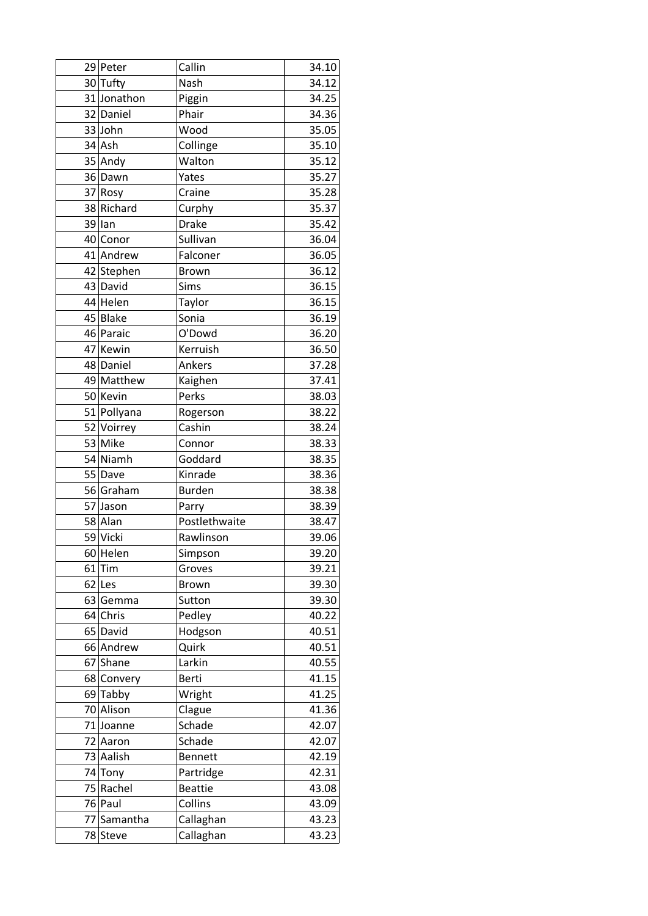| | | | |
|---|---|---|---|
| 29 | Peter | Callin | 34.10 |
| 30 | Tufty | Nash | 34.12 |
| 31 | Jonathon | Piggin | 34.25 |
| 32 | Daniel | Phair | 34.36 |
| 33 | John | Wood | 35.05 |
| 34 | Ash | Collinge | 35.10 |
| 35 | Andy | Walton | 35.12 |
| 36 | Dawn | Yates | 35.27 |
| 37 | Rosy | Craine | 35.28 |
| 38 | Richard | Curphy | 35.37 |
| 39 | Ian | Drake | 35.42 |
| 40 | Conor | Sullivan | 36.04 |
| 41 | Andrew | Falconer | 36.05 |
| 42 | Stephen | Brown | 36.12 |
| 43 | David | Sims | 36.15 |
| 44 | Helen | Taylor | 36.15 |
| 45 | Blake | Sonia | 36.19 |
| 46 | Paraic | O'Dowd | 36.20 |
| 47 | Kewin | Kerruish | 36.50 |
| 48 | Daniel | Ankers | 37.28 |
| 49 | Matthew | Kaighen | 37.41 |
| 50 | Kevin | Perks | 38.03 |
| 51 | Pollyana | Rogerson | 38.22 |
| 52 | Voirrey | Cashin | 38.24 |
| 53 | Mike | Connor | 38.33 |
| 54 | Niamh | Goddard | 38.35 |
| 55 | Dave | Kinrade | 38.36 |
| 56 | Graham | Burden | 38.38 |
| 57 | Jason | Parry | 38.39 |
| 58 | Alan | Postlethwaite | 38.47 |
| 59 | Vicki | Rawlinson | 39.06 |
| 60 | Helen | Simpson | 39.20 |
| 61 | Tim | Groves | 39.21 |
| 62 | Les | Brown | 39.30 |
| 63 | Gemma | Sutton | 39.30 |
| 64 | Chris | Pedley | 40.22 |
| 65 | David | Hodgson | 40.51 |
| 66 | Andrew | Quirk | 40.51 |
| 67 | Shane | Larkin | 40.55 |
| 68 | Convery | Berti | 41.15 |
| 69 | Tabby | Wright | 41.25 |
| 70 | Alison | Clague | 41.36 |
| 71 | Joanne | Schade | 42.07 |
| 72 | Aaron | Schade | 42.07 |
| 73 | Aalish | Bennett | 42.19 |
| 74 | Tony | Partridge | 42.31 |
| 75 | Rachel | Beattie | 43.08 |
| 76 | Paul | Collins | 43.09 |
| 77 | Samantha | Callaghan | 43.23 |
| 78 | Steve | Callaghan | 43.23 |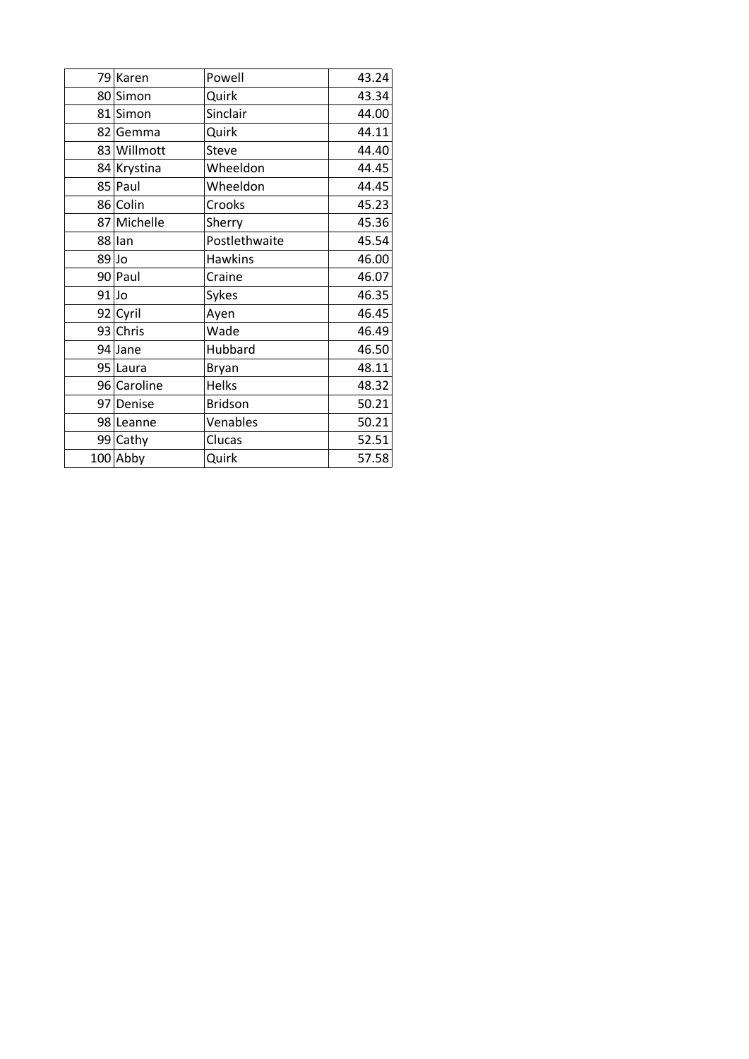| | | | |
|---|---|---|---|
| 79 | Karen | Powell | 43.24 |
| 80 | Simon | Quirk | 43.34 |
| 81 | Simon | Sinclair | 44.00 |
| 82 | Gemma | Quirk | 44.11 |
| 83 | Willmott | Steve | 44.40 |
| 84 | Krystina | Wheeldon | 44.45 |
| 85 | Paul | Wheeldon | 44.45 |
| 86 | Colin | Crooks | 45.23 |
| 87 | Michelle | Sherry | 45.36 |
| 88 | Ian | Postlethwaite | 45.54 |
| 89 | Jo | Hawkins | 46.00 |
| 90 | Paul | Craine | 46.07 |
| 91 | Jo | Sykes | 46.35 |
| 92 | Cyril | Ayen | 46.45 |
| 93 | Chris | Wade | 46.49 |
| 94 | Jane | Hubbard | 46.50 |
| 95 | Laura | Bryan | 48.11 |
| 96 | Caroline | Helks | 48.32 |
| 97 | Denise | Bridson | 50.21 |
| 98 | Leanne | Venables | 50.21 |
| 99 | Cathy | Clucas | 52.51 |
| 100 | Abby | Quirk | 57.58 |